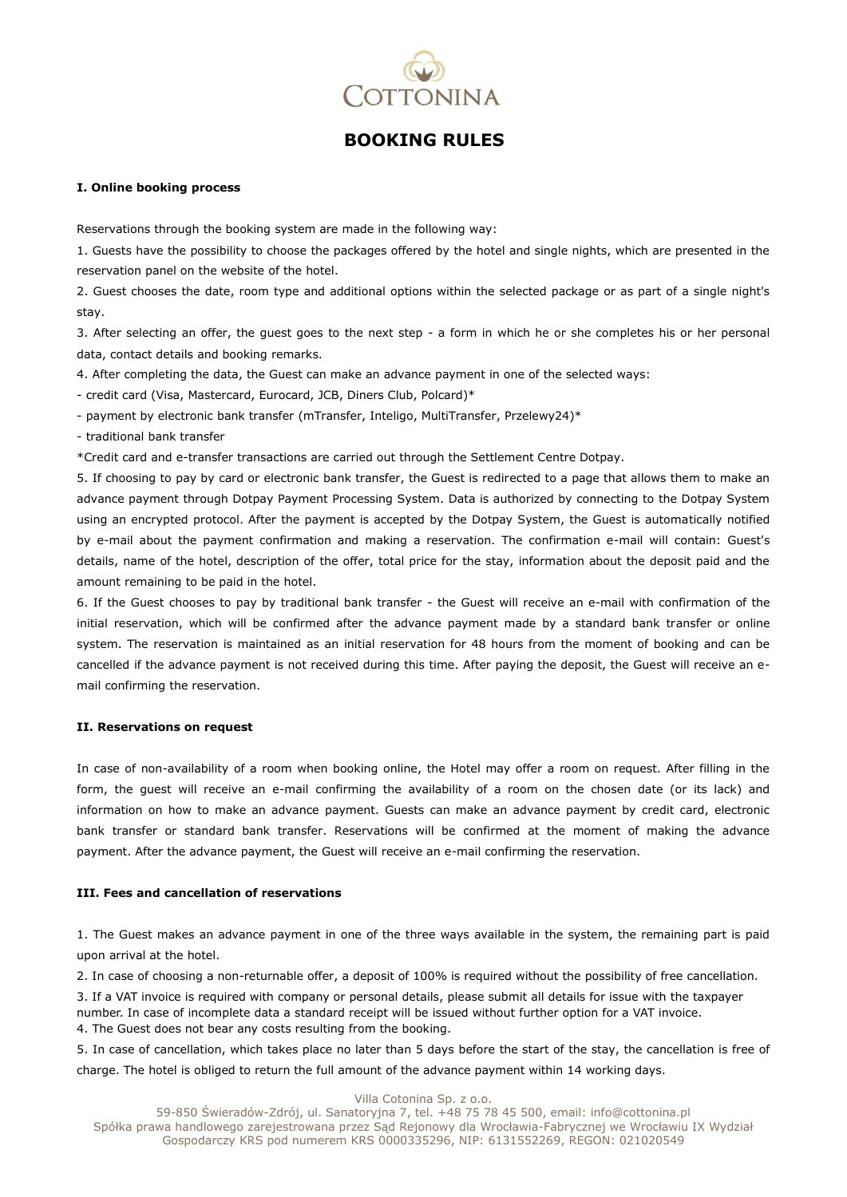COTTONINA

# BOOKING RULES

## I. Online booking process

Reservations through the booking system are made in the following way:

1. Guests have the possibility to choose the packages offered by the hotel and single nights, which are presented in the reservation panel on the website of the hotel.
2. Guest chooses the date, room type and additional options within the selected package or as part of a single night's stay.
3. After selecting an offer, the guest goes to the next step - a form in which he or she completes his or her personal data, contact details and booking remarks.
4. After completing the data, the Guest can make an advance payment in one of the selected ways:

- credit card (Visa, Mastercard, Eurocard, JCB, Diners Club, Polcard)*
- payment by electronic bank transfer (mTransfer, Inteligo, MultiTransfer, Przelewy24)*
- traditional bank transfer

*Credit card and e-transfer transactions are carried out through the Settlement Centre Dotpay.

5. If choosing to pay by card or electronic bank transfer, the Guest is redirected to a page that allows them to make an advance payment through Dotpay Payment Processing System. Data is authorized by connecting to the Dotpay System using an encrypted protocol. After the payment is accepted by the Dotpay System, the Guest is automatically notified by e-mail about the payment confirmation and making a reservation. The confirmation e-mail will contain: Guest's details, name of the hotel, description of the offer, total price for the stay, information about the deposit paid and the amount remaining to be paid in the hotel.
6. If the Guest chooses to pay by traditional bank transfer - the Guest will receive an e-mail with confirmation of the initial reservation, which will be confirmed after the advance payment made by a standard bank transfer or online system. The reservation is maintained as an initial reservation for 48 hours from the moment of booking and can be cancelled if the advance payment is not received during this time. After paying the deposit, the Guest will receive an e-mail confirming the reservation.

## II. Reservations on request

In case of non-availability of a room when booking online, the Hotel may offer a room on request. After filling in the form, the guest will receive an e-mail confirming the availability of a room on the chosen date (or its lack) and information on how to make an advance payment. Guests can make an advance payment by credit card, electronic bank transfer or standard bank transfer. Reservations will be confirmed at the moment of making the advance payment. After the advance payment, the Guest will receive an e-mail confirming the reservation.

## III. Fees and cancellation of reservations

1. The Guest makes an advance payment in one of the three ways available in the system, the remaining part is paid upon arrival at the hotel.
2. In case of choosing a non-returnable offer, a deposit of 100% is required without the possibility of free cancellation.
3. If a VAT invoice is required with company or personal details, please submit all details for issue with the taxpayer number. In case of incomplete data a standard receipt will be issued without further option for a VAT invoice.
4. The Guest does not bear any costs resulting from the booking.
5. In case of cancellation, which takes place no later than 5 days before the start of the stay, the cancellation is free of charge. The hotel is obliged to return the full amount of the advance payment within 14 working days.

Villa Cotonina Sp. z o.o.
59-850 Świeradów-Zdrój, ul. Sanatoryjna 7, tel. +48 75 78 45 500, email: info@cottonina.pl
Spółka prawa handlowego zarejestrowana przez Sąd Rejonowy dla Wrocławia-Fabrycznej we Wrocławiu IX Wydział Gospodarczy KRS pod numerem KRS 0000335296, NIP: 6131552269, REGON: 021020549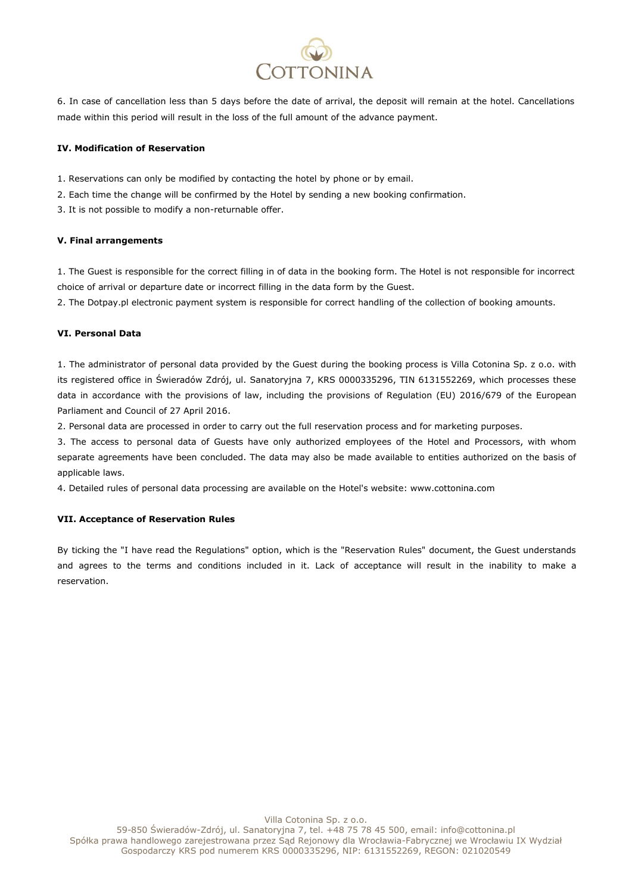6. In case of cancellation less than 5 days before the date of arrival, the deposit will remain at the hotel. Cancellations made within this period will result in the loss of the full amount of the advance payment.

### IV. Modification of Reservation

1. Reservations can only be modified by contacting the hotel by phone or by email.
2. Each time the change will be confirmed by the Hotel by sending a new booking confirmation.
3. It is not possible to modify a non-returnable offer.

### V. Final arrangements

1. The Guest is responsible for the correct filling in of data in the booking form. The Hotel is not responsible for incorrect choice of arrival or departure date or incorrect filling in the data form by the Guest.
2. The Dotpay.pl electronic payment system is responsible for correct handling of the collection of booking amounts.

### VI. Personal Data

1. The administrator of personal data provided by the Guest during the booking process is Villa Cotonina Sp. z o.o. with its registered office in Świeradów Zdrój, ul. Sanatoryjna 7, KRS 0000335296, TIN 6131552269, which processes these data in accordance with the provisions of law, including the provisions of Regulation (EU) 2016/679 of the European Parliament and Council of 27 April 2016.
2. Personal data are processed in order to carry out the full reservation process and for marketing purposes.
3. The access to personal data of Guests have only authorized employees of the Hotel and Processors, with whom separate agreements have been concluded. The data may also be made available to entities authorized on the basis of applicable laws.
4. Detailed rules of personal data processing are available on the Hotel's website: www.cottonina.com

### VII. Acceptance of Reservation Rules

By ticking the "I have read the Regulations" option, which is the "Reservation Rules" document, the Guest understands and agrees to the terms and conditions included in it. Lack of acceptance will result in the inability to make a reservation.